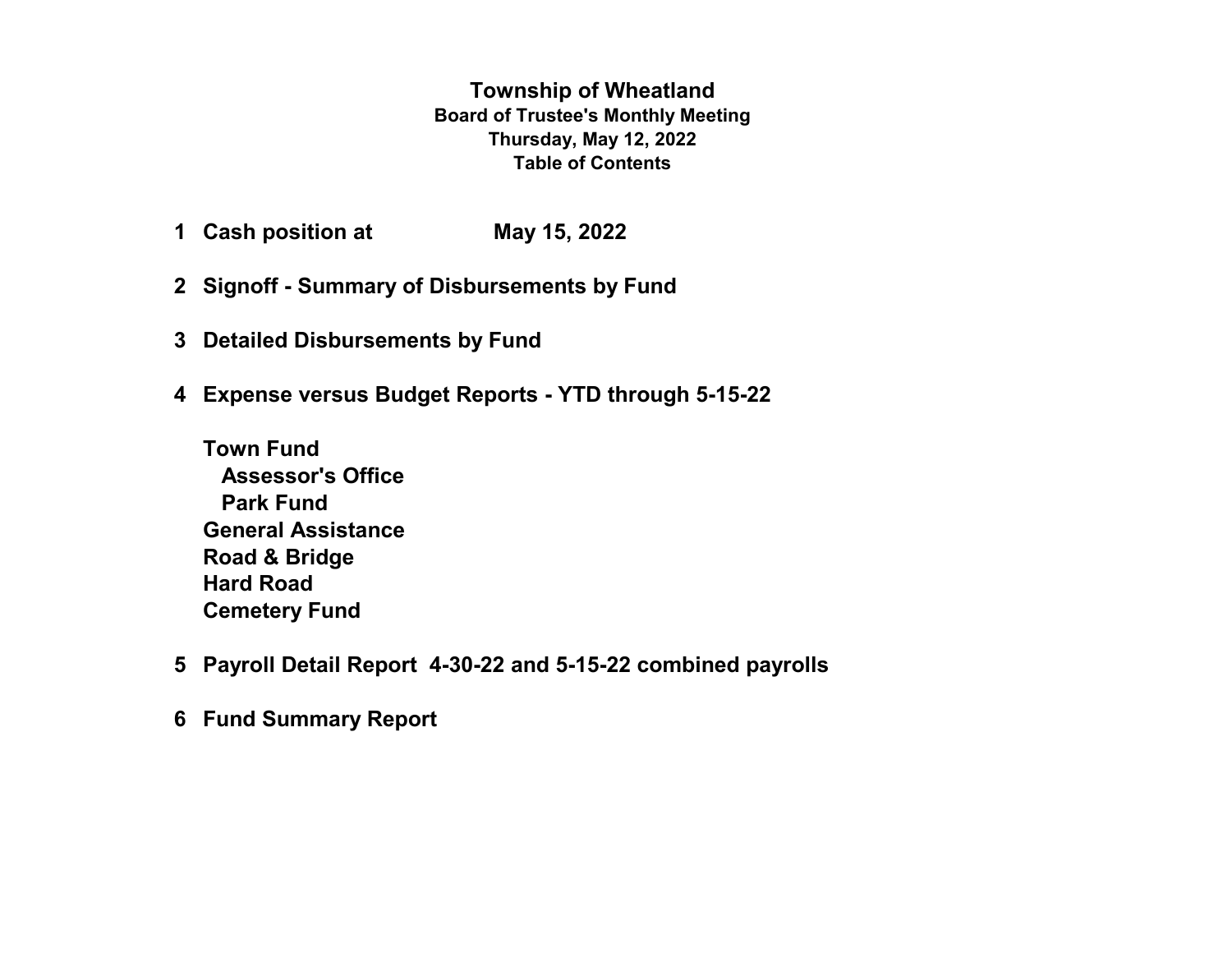# Township of Wheatland

**Board of Trustee's Monthly Meeting**

**Thursday, May 12, 2022**

**Table of Contents**

1. **Cash position at May 15, 2022**

2. **Signoff - Summary of Disbursements by Fund**

3. **Detailed Disbursements by Fund**

4. **Expense versus Budget Reports - YTD through 5-15-22**

   **Town Fund**
   - **Assessor's Office**
   - **Park Fund**

   **General Assistance**
   **Road & Bridge**
   **Hard Road**
   **Cemetery Fund**

5. **Payroll Detail Report 4-30-22 and 5-15-22 combined payrolls**

6. **Fund Summary Report**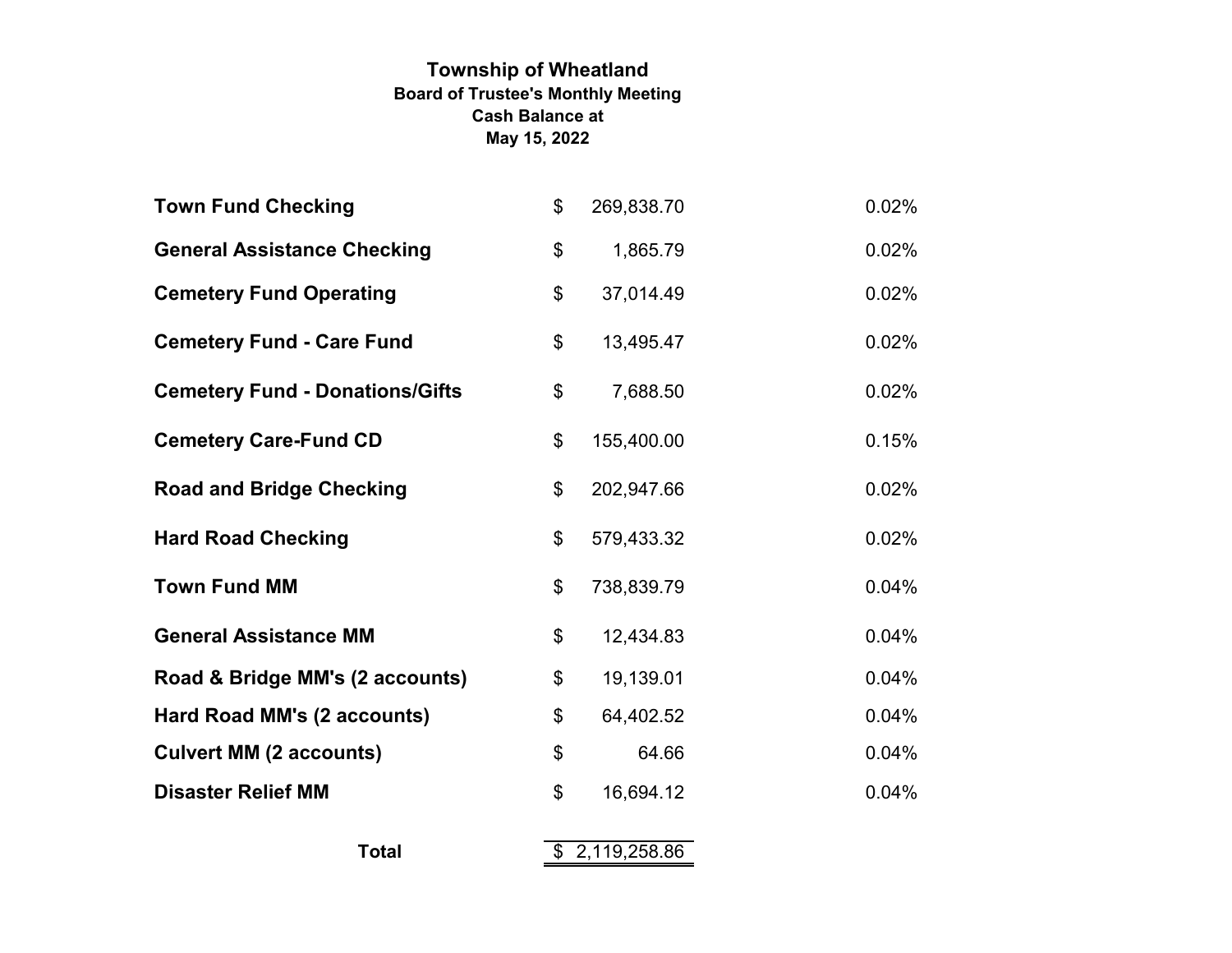# Township of Wheatland

**Board of Trustee's Monthly Meeting**
**Cash Balance at**
**May 15, 2022**

| Account | Amount | Rate |
| --- | --- | --- |
| **Town Fund Checking** | $ 269,838.70 | 0.02% |
| **General Assistance Checking** | $ 1,865.79 | 0.02% |
| **Cemetery Fund Operating** | $ 37,014.49 | 0.02% |
| **Cemetery Fund - Care Fund** | $ 13,495.47 | 0.02% |
| **Cemetery Fund - Donations/Gifts** | $ 7,688.50 | 0.02% |
| **Cemetery Care-Fund CD** | $ 155,400.00 | 0.15% |
| **Road and Bridge Checking** | $ 202,947.66 | 0.02% |
| **Hard Road Checking** | $ 579,433.32 | 0.02% |
| **Town Fund MM** | $ 738,839.79 | 0.04% |
| **General Assistance MM** | $ 12,434.83 | 0.04% |
| **Road & Bridge MM's (2 accounts)** | $ 19,139.01 | 0.04% |
| **Hard Road MM's (2 accounts)** | $ 64,402.52 | 0.04% |
| **Culvert MM (2 accounts)** | $ 64.66 | 0.04% |
| **Disaster Relief MM** | $ 16,694.12 | 0.04% |
| **Total** | $ 2,119,258.86 | |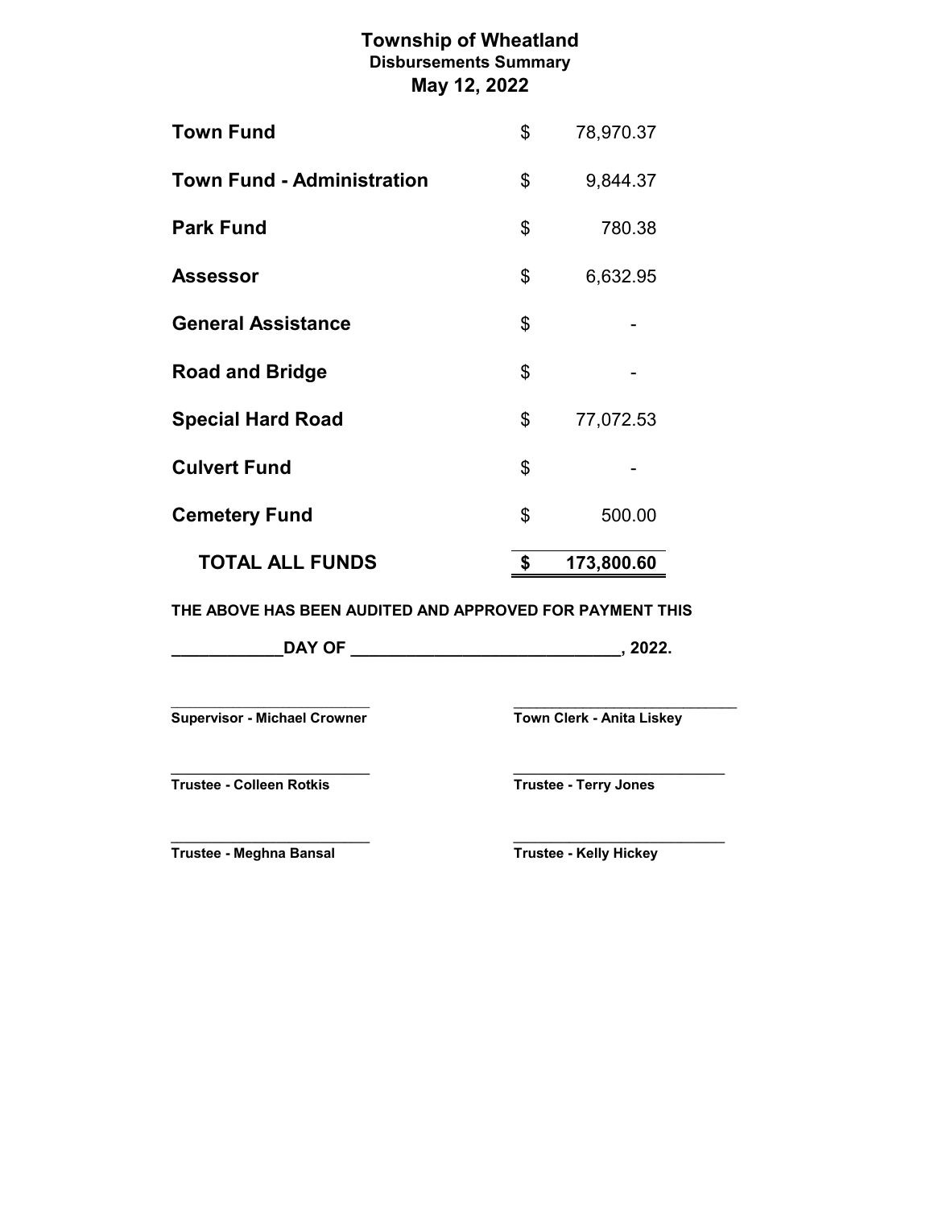# Township of Wheatland

## Disbursements Summary

## May 12, 2022

| Fund | | Amount |
|---|---|---|
| **Town Fund** | $ | 78,970.37 |
| **Town Fund - Administration** | $ | 9,844.37 |
| **Park Fund** | $ | 780.38 |
| **Assessor** | $ | 6,632.95 |
| **General Assistance** | $ | - |
| **Road and Bridge** | $ | - |
| **Special Hard Road** | $ | 77,072.53 |
| **Culvert Fund** | $ | - |
| **Cemetery Fund** | $ | 500.00 |
| **TOTAL ALL FUNDS** | **$** | **173,800.60** |

**THE ABOVE HAS BEEN AUDITED AND APPROVED FOR PAYMENT THIS**

**\_\_\_\_\_\_\_\_\_\_\_\_DAY OF \_\_\_\_\_\_\_\_\_\_\_\_\_\_\_\_\_\_\_\_\_\_\_\_\_\_\_\_\_\_, 2022.**

\_\_\_\_\_\_\_\_\_\_\_\_\_\_\_\_\_\_\_\_\_\_\_\_\_\_
**Supervisor - Michael Crowner**

\_\_\_\_\_\_\_\_\_\_\_\_\_\_\_\_\_\_\_\_\_\_\_\_\_\_
**Town Clerk - Anita Liskey**

\_\_\_\_\_\_\_\_\_\_\_\_\_\_\_\_\_\_\_\_\_\_\_\_\_\_
**Trustee - Colleen Rotkis**

\_\_\_\_\_\_\_\_\_\_\_\_\_\_\_\_\_\_\_\_\_\_\_\_\_\_
**Trustee - Terry Jones**

\_\_\_\_\_\_\_\_\_\_\_\_\_\_\_\_\_\_\_\_\_\_\_\_\_\_
**Trustee - Meghna Bansal**

\_\_\_\_\_\_\_\_\_\_\_\_\_\_\_\_\_\_\_\_\_\_\_\_\_\_
**Trustee - Kelly Hickey**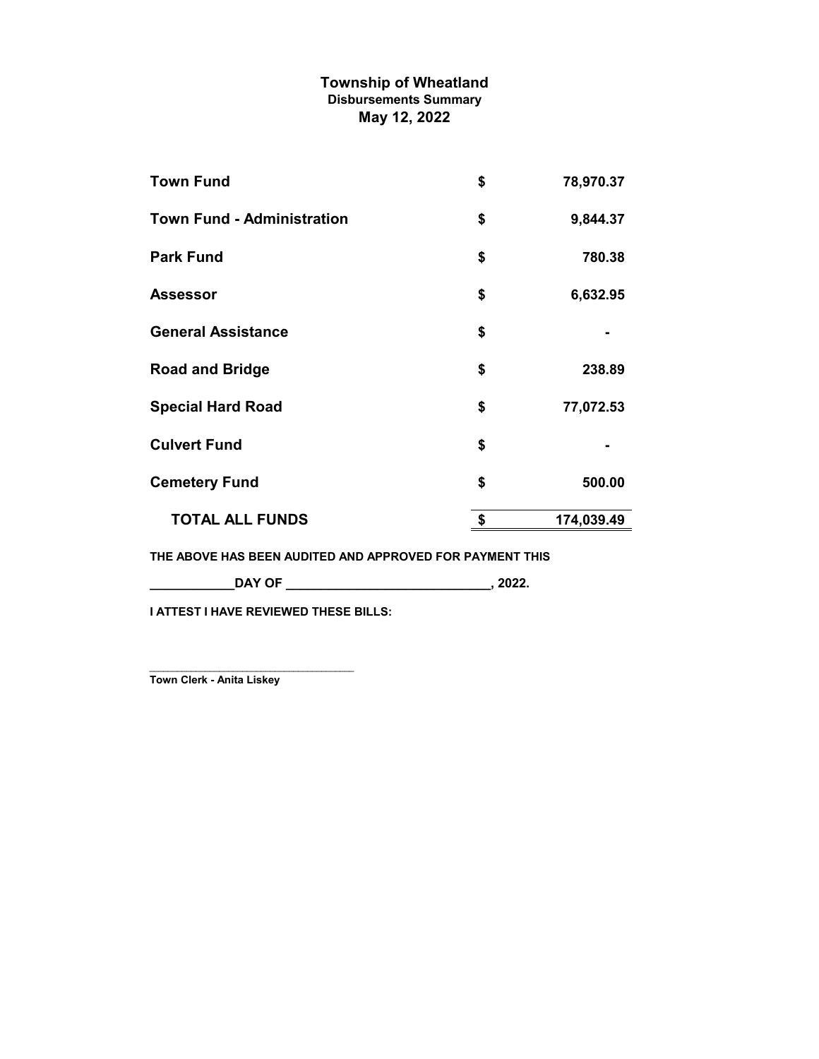# Township of Wheatland

## Disbursements Summary

## May 12, 2022

| Fund | | Amount |
|---|---|---|
| **Town Fund** | **$** | **78,970.37** |
| **Town Fund - Administration** | **$** | **9,844.37** |
| **Park Fund** | **$** | **780.38** |
| **Assessor** | **$** | **6,632.95** |
| **General Assistance** | **$** | **-** |
| **Road and Bridge** | **$** | **238.89** |
| **Special Hard Road** | **$** | **77,072.53** |
| **Culvert Fund** | **$** | **-** |
| **Cemetery Fund** | **$** | **500.00** |
| **TOTAL ALL FUNDS** | **$** | **174,039.49** |

**THE ABOVE HAS BEEN AUDITED AND APPROVED FOR PAYMENT THIS**

**____________DAY OF _____________________________, 2022.**

**I ATTEST I HAVE REVIEWED THESE BILLS:**

_________________________________

**Town Clerk - Anita Liskey**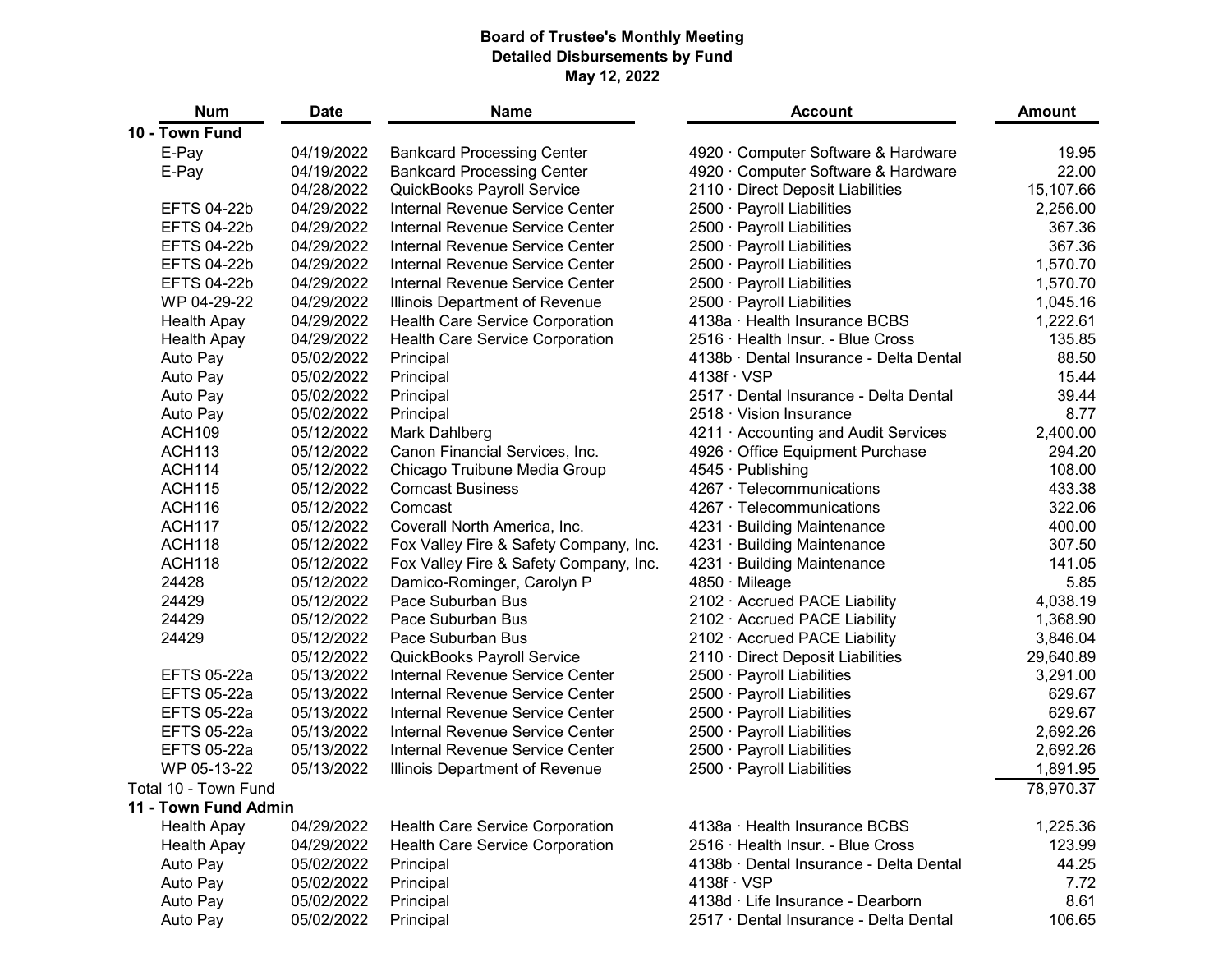**Board of Trustee's Monthly Meeting**
**Detailed Disbursements by Fund**
**May 12, 2022**

| Num | Date | Name | Account | Amount |
|---|---|---|---|---|
| **10 - Town Fund** | | | | |
| E-Pay | 04/19/2022 | Bankcard Processing Center | 4920 · Computer Software & Hardware | 19.95 |
| E-Pay | 04/19/2022 | Bankcard Processing Center | 4920 · Computer Software & Hardware | 22.00 |
| | 04/28/2022 | QuickBooks Payroll Service | 2110 · Direct Deposit Liabilities | 15,107.66 |
| EFTS 04-22b | 04/29/2022 | Internal Revenue Service Center | 2500 · Payroll Liabilities | 2,256.00 |
| EFTS 04-22b | 04/29/2022 | Internal Revenue Service Center | 2500 · Payroll Liabilities | 367.36 |
| EFTS 04-22b | 04/29/2022 | Internal Revenue Service Center | 2500 · Payroll Liabilities | 367.36 |
| EFTS 04-22b | 04/29/2022 | Internal Revenue Service Center | 2500 · Payroll Liabilities | 1,570.70 |
| EFTS 04-22b | 04/29/2022 | Internal Revenue Service Center | 2500 · Payroll Liabilities | 1,570.70 |
| WP 04-29-22 | 04/29/2022 | Illinois Department of Revenue | 2500 · Payroll Liabilities | 1,045.16 |
| Health Apay | 04/29/2022 | Health Care Service Corporation | 4138a · Health Insurance BCBS | 1,222.61 |
| Health Apay | 04/29/2022 | Health Care Service Corporation | 2516 · Health Insur. - Blue Cross | 135.85 |
| Auto Pay | 05/02/2022 | Principal | 4138b · Dental Insurance - Delta Dental | 88.50 |
| Auto Pay | 05/02/2022 | Principal | 4138f · VSP | 15.44 |
| Auto Pay | 05/02/2022 | Principal | 2517 · Dental Insurance - Delta Dental | 39.44 |
| Auto Pay | 05/02/2022 | Principal | 2518 · Vision Insurance | 8.77 |
| ACH109 | 05/12/2022 | Mark Dahlberg | 4211 · Accounting and Audit Services | 2,400.00 |
| ACH113 | 05/12/2022 | Canon Financial Services, Inc. | 4926 · Office Equipment Purchase | 294.20 |
| ACH114 | 05/12/2022 | Chicago Truibune Media Group | 4545 · Publishing | 108.00 |
| ACH115 | 05/12/2022 | Comcast Business | 4267 · Telecommunications | 433.38 |
| ACH116 | 05/12/2022 | Comcast | 4267 · Telecommunications | 322.06 |
| ACH117 | 05/12/2022 | Coverall North America, Inc. | 4231 · Building Maintenance | 400.00 |
| ACH118 | 05/12/2022 | Fox Valley Fire & Safety Company, Inc. | 4231 · Building Maintenance | 307.50 |
| ACH118 | 05/12/2022 | Fox Valley Fire & Safety Company, Inc. | 4231 · Building Maintenance | 141.05 |
| 24428 | 05/12/2022 | Damico-Rominger, Carolyn P | 4850 · Mileage | 5.85 |
| 24429 | 05/12/2022 | Pace Suburban Bus | 2102 · Accrued PACE Liability | 4,038.19 |
| 24429 | 05/12/2022 | Pace Suburban Bus | 2102 · Accrued PACE Liability | 1,368.90 |
| 24429 | 05/12/2022 | Pace Suburban Bus | 2102 · Accrued PACE Liability | 3,846.04 |
| | 05/12/2022 | QuickBooks Payroll Service | 2110 · Direct Deposit Liabilities | 29,640.89 |
| EFTS 05-22a | 05/13/2022 | Internal Revenue Service Center | 2500 · Payroll Liabilities | 3,291.00 |
| EFTS 05-22a | 05/13/2022 | Internal Revenue Service Center | 2500 · Payroll Liabilities | 629.67 |
| EFTS 05-22a | 05/13/2022 | Internal Revenue Service Center | 2500 · Payroll Liabilities | 629.67 |
| EFTS 05-22a | 05/13/2022 | Internal Revenue Service Center | 2500 · Payroll Liabilities | 2,692.26 |
| EFTS 05-22a | 05/13/2022 | Internal Revenue Service Center | 2500 · Payroll Liabilities | 2,692.26 |
| WP 05-13-22 | 05/13/2022 | Illinois Department of Revenue | 2500 · Payroll Liabilities | 1,891.95 |
| Total 10 - Town Fund | | | | 78,970.37 |
| **11 - Town Fund Admin** | | | | |
| Health Apay | 04/29/2022 | Health Care Service Corporation | 4138a · Health Insurance BCBS | 1,225.36 |
| Health Apay | 04/29/2022 | Health Care Service Corporation | 2516 · Health Insur. - Blue Cross | 123.99 |
| Auto Pay | 05/02/2022 | Principal | 4138b · Dental Insurance - Delta Dental | 44.25 |
| Auto Pay | 05/02/2022 | Principal | 4138f · VSP | 7.72 |
| Auto Pay | 05/02/2022 | Principal | 4138d · Life Insurance - Dearborn | 8.61 |
| Auto Pay | 05/02/2022 | Principal | 2517 · Dental Insurance - Delta Dental | 106.65 |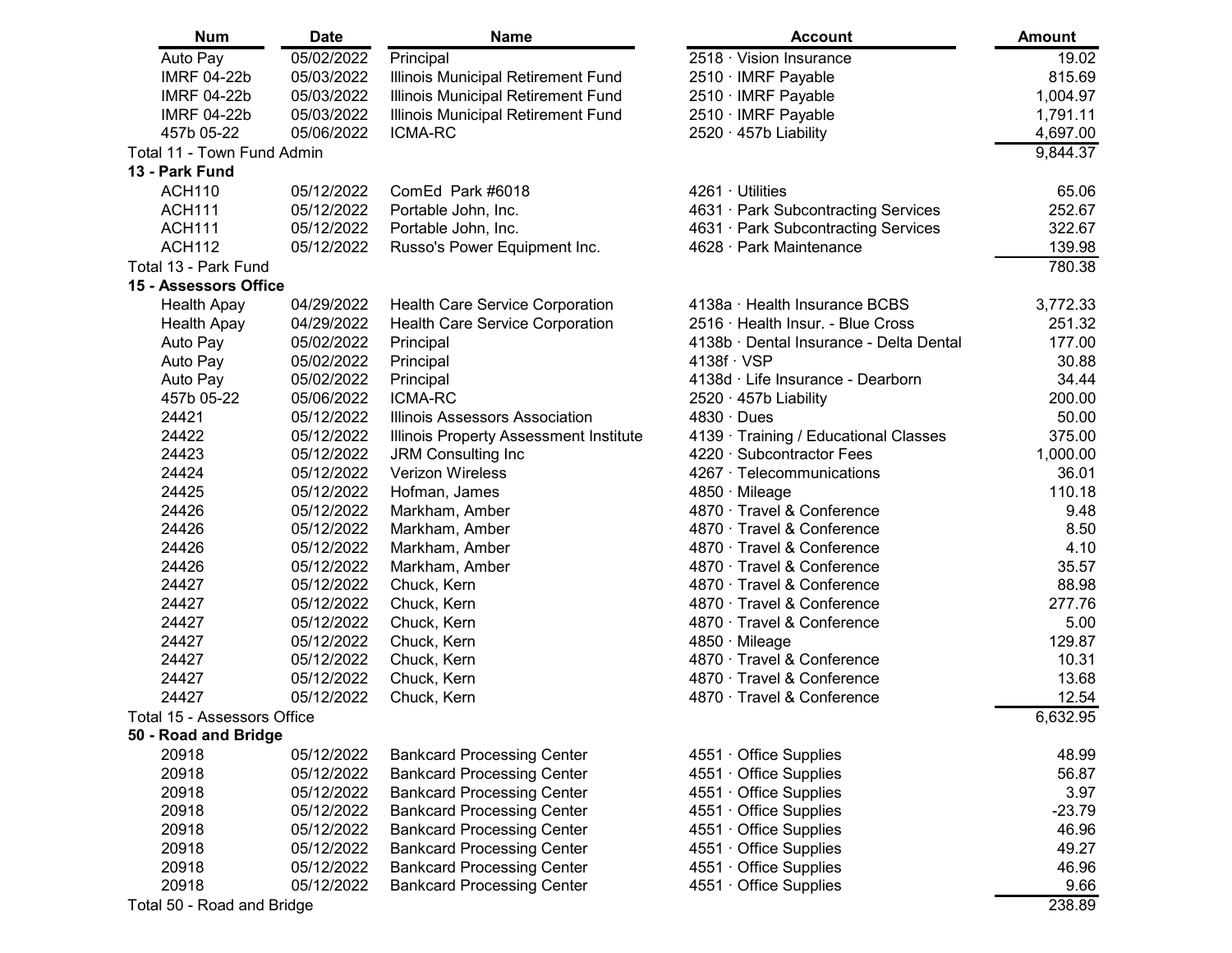| Num | Date | Name | Account | Amount |
|---|---|---|---|---|
| Auto Pay | 05/02/2022 | Principal | 2518 · Vision Insurance | 19.02 |
| IMRF 04-22b | 05/03/2022 | Illinois Municipal Retirement Fund | 2510 · IMRF Payable | 815.69 |
| IMRF 04-22b | 05/03/2022 | Illinois Municipal Retirement Fund | 2510 · IMRF Payable | 1,004.97 |
| IMRF 04-22b | 05/03/2022 | Illinois Municipal Retirement Fund | 2510 · IMRF Payable | 1,791.11 |
| 457b 05-22 | 05/06/2022 | ICMA-RC | 2520 · 457b Liability | 4,697.00 |
| Total 11 - Town Fund Admin | | | | 9,844.37 |
| **13 - Park Fund** | | | | |
| ACH110 | 05/12/2022 | ComEd Park #6018 | 4261 · Utilities | 65.06 |
| ACH111 | 05/12/2022 | Portable John, Inc. | 4631 · Park Subcontracting Services | 252.67 |
| ACH111 | 05/12/2022 | Portable John, Inc. | 4631 · Park Subcontracting Services | 322.67 |
| ACH112 | 05/12/2022 | Russo's Power Equipment Inc. | 4628 · Park Maintenance | 139.98 |
| Total 13 - Park Fund | | | | 780.38 |
| **15 - Assessors Office** | | | | |
| Health Apay | 04/29/2022 | Health Care Service Corporation | 4138a · Health Insurance BCBS | 3,772.33 |
| Health Apay | 04/29/2022 | Health Care Service Corporation | 2516 · Health Insur. - Blue Cross | 251.32 |
| Auto Pay | 05/02/2022 | Principal | 4138b · Dental Insurance - Delta Dental | 177.00 |
| Auto Pay | 05/02/2022 | Principal | 4138f · VSP | 30.88 |
| Auto Pay | 05/02/2022 | Principal | 4138d · Life Insurance - Dearborn | 34.44 |
| 457b 05-22 | 05/06/2022 | ICMA-RC | 2520 · 457b Liability | 200.00 |
| 24421 | 05/12/2022 | Illinois Assessors Association | 4830 · Dues | 50.00 |
| 24422 | 05/12/2022 | Illinois Property Assessment Institute | 4139 · Training / Educational Classes | 375.00 |
| 24423 | 05/12/2022 | JRM Consulting Inc | 4220 · Subcontractor Fees | 1,000.00 |
| 24424 | 05/12/2022 | Verizon Wireless | 4267 · Telecommunications | 36.01 |
| 24425 | 05/12/2022 | Hofman, James | 4850 · Mileage | 110.18 |
| 24426 | 05/12/2022 | Markham, Amber | 4870 · Travel & Conference | 9.48 |
| 24426 | 05/12/2022 | Markham, Amber | 4870 · Travel & Conference | 8.50 |
| 24426 | 05/12/2022 | Markham, Amber | 4870 · Travel & Conference | 4.10 |
| 24426 | 05/12/2022 | Markham, Amber | 4870 · Travel & Conference | 35.57 |
| 24427 | 05/12/2022 | Chuck, Kern | 4870 · Travel & Conference | 88.98 |
| 24427 | 05/12/2022 | Chuck, Kern | 4870 · Travel & Conference | 277.76 |
| 24427 | 05/12/2022 | Chuck, Kern | 4870 · Travel & Conference | 5.00 |
| 24427 | 05/12/2022 | Chuck, Kern | 4850 · Mileage | 129.87 |
| 24427 | 05/12/2022 | Chuck, Kern | 4870 · Travel & Conference | 10.31 |
| 24427 | 05/12/2022 | Chuck, Kern | 4870 · Travel & Conference | 13.68 |
| 24427 | 05/12/2022 | Chuck, Kern | 4870 · Travel & Conference | 12.54 |
| Total 15 - Assessors Office | | | | 6,632.95 |
| **50 - Road and Bridge** | | | | |
| 20918 | 05/12/2022 | Bankcard Processing Center | 4551 · Office Supplies | 48.99 |
| 20918 | 05/12/2022 | Bankcard Processing Center | 4551 · Office Supplies | 56.87 |
| 20918 | 05/12/2022 | Bankcard Processing Center | 4551 · Office Supplies | 3.97 |
| 20918 | 05/12/2022 | Bankcard Processing Center | 4551 · Office Supplies | -23.79 |
| 20918 | 05/12/2022 | Bankcard Processing Center | 4551 · Office Supplies | 46.96 |
| 20918 | 05/12/2022 | Bankcard Processing Center | 4551 · Office Supplies | 49.27 |
| 20918 | 05/12/2022 | Bankcard Processing Center | 4551 · Office Supplies | 46.96 |
| 20918 | 05/12/2022 | Bankcard Processing Center | 4551 · Office Supplies | 9.66 |
| Total 50 - Road and Bridge | | | | 238.89 |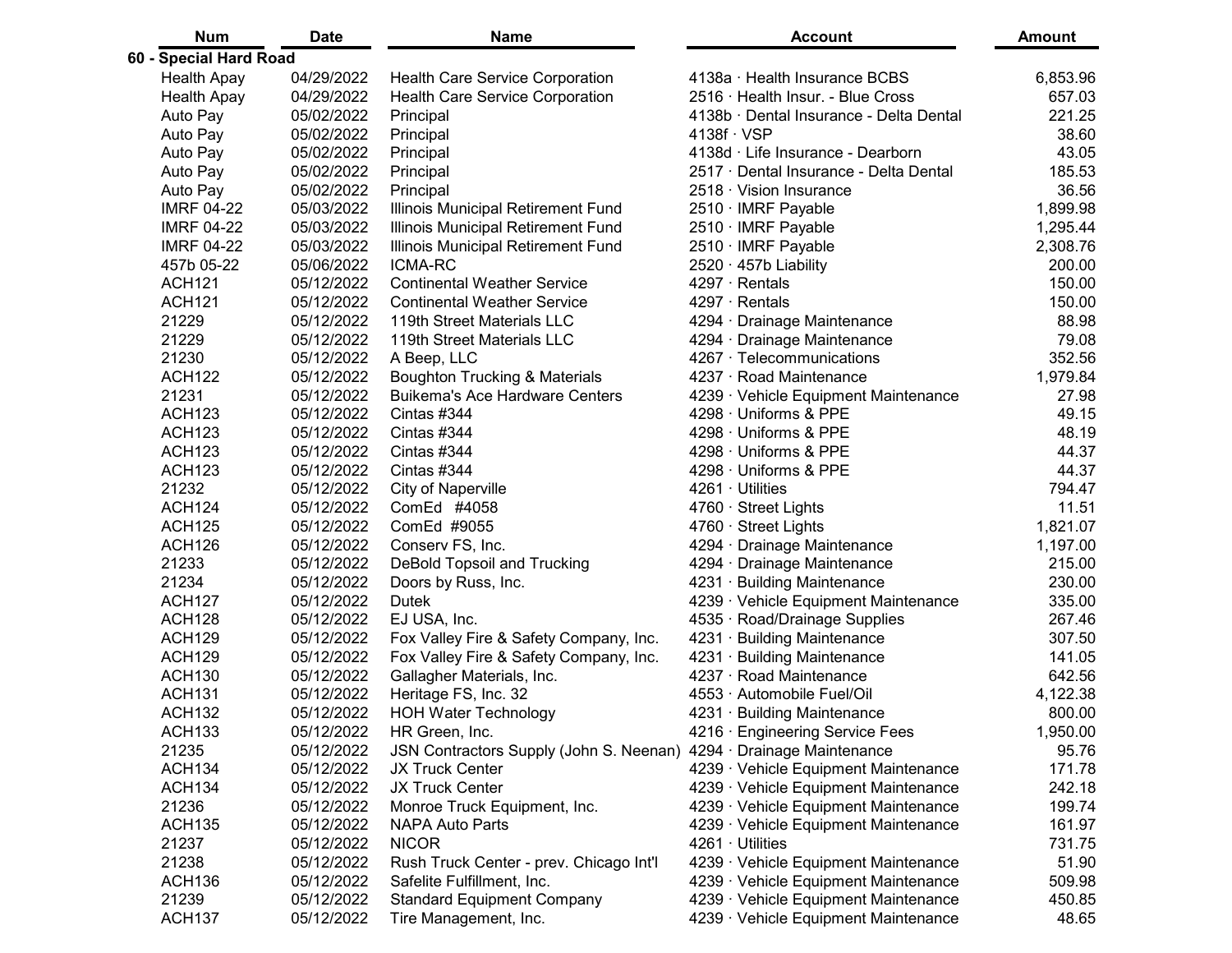| Num | Date | Name | Account | Amount |
|---|---|---|---|---|
| **60 - Special Hard Road** | | | | |
| Health Apay | 04/29/2022 | Health Care Service Corporation | 4138a · Health Insurance BCBS | 6,853.96 |
| Health Apay | 04/29/2022 | Health Care Service Corporation | 2516 · Health Insur. - Blue Cross | 657.03 |
| Auto Pay | 05/02/2022 | Principal | 4138b · Dental Insurance - Delta Dental | 221.25 |
| Auto Pay | 05/02/2022 | Principal | 4138f · VSP | 38.60 |
| Auto Pay | 05/02/2022 | Principal | 4138d · Life Insurance - Dearborn | 43.05 |
| Auto Pay | 05/02/2022 | Principal | 2517 · Dental Insurance - Delta Dental | 185.53 |
| Auto Pay | 05/02/2022 | Principal | 2518 · Vision Insurance | 36.56 |
| IMRF 04-22 | 05/03/2022 | Illinois Municipal Retirement Fund | 2510 · IMRF Payable | 1,899.98 |
| IMRF 04-22 | 05/03/2022 | Illinois Municipal Retirement Fund | 2510 · IMRF Payable | 1,295.44 |
| IMRF 04-22 | 05/03/2022 | Illinois Municipal Retirement Fund | 2510 · IMRF Payable | 2,308.76 |
| 457b 05-22 | 05/06/2022 | ICMA-RC | 2520 · 457b Liability | 200.00 |
| ACH121 | 05/12/2022 | Continental Weather Service | 4297 · Rentals | 150.00 |
| ACH121 | 05/12/2022 | Continental Weather Service | 4297 · Rentals | 150.00 |
| 21229 | 05/12/2022 | 119th Street Materials LLC | 4294 · Drainage Maintenance | 88.98 |
| 21229 | 05/12/2022 | 119th Street Materials LLC | 4294 · Drainage Maintenance | 79.08 |
| 21230 | 05/12/2022 | A Beep, LLC | 4267 · Telecommunications | 352.56 |
| ACH122 | 05/12/2022 | Boughton Trucking & Materials | 4237 · Road Maintenance | 1,979.84 |
| 21231 | 05/12/2022 | Buikema's Ace Hardware Centers | 4239 · Vehicle Equipment Maintenance | 27.98 |
| ACH123 | 05/12/2022 | Cintas #344 | 4298 · Uniforms & PPE | 49.15 |
| ACH123 | 05/12/2022 | Cintas #344 | 4298 · Uniforms & PPE | 48.19 |
| ACH123 | 05/12/2022 | Cintas #344 | 4298 · Uniforms & PPE | 44.37 |
| ACH123 | 05/12/2022 | Cintas #344 | 4298 · Uniforms & PPE | 44.37 |
| 21232 | 05/12/2022 | City of Naperville | 4261 · Utilities | 794.47 |
| ACH124 | 05/12/2022 | ComEd #4058 | 4760 · Street Lights | 11.51 |
| ACH125 | 05/12/2022 | ComEd #9055 | 4760 · Street Lights | 1,821.07 |
| ACH126 | 05/12/2022 | Conserv FS, Inc. | 4294 · Drainage Maintenance | 1,197.00 |
| 21233 | 05/12/2022 | DeBold Topsoil and Trucking | 4294 · Drainage Maintenance | 215.00 |
| 21234 | 05/12/2022 | Doors by Russ, Inc. | 4231 · Building Maintenance | 230.00 |
| ACH127 | 05/12/2022 | Dutek | 4239 · Vehicle Equipment Maintenance | 335.00 |
| ACH128 | 05/12/2022 | EJ USA, Inc. | 4535 · Road/Drainage Supplies | 267.46 |
| ACH129 | 05/12/2022 | Fox Valley Fire & Safety Company, Inc. | 4231 · Building Maintenance | 307.50 |
| ACH129 | 05/12/2022 | Fox Valley Fire & Safety Company, Inc. | 4231 · Building Maintenance | 141.05 |
| ACH130 | 05/12/2022 | Gallagher Materials, Inc. | 4237 · Road Maintenance | 642.56 |
| ACH131 | 05/12/2022 | Heritage FS, Inc. 32 | 4553 · Automobile Fuel/Oil | 4,122.38 |
| ACH132 | 05/12/2022 | HOH Water Technology | 4231 · Building Maintenance | 800.00 |
| ACH133 | 05/12/2022 | HR Green, Inc. | 4216 · Engineering Service Fees | 1,950.00 |
| 21235 | 05/12/2022 | JSN Contractors Supply (John S. Neenan) | 4294 · Drainage Maintenance | 95.76 |
| ACH134 | 05/12/2022 | JX Truck Center | 4239 · Vehicle Equipment Maintenance | 171.78 |
| ACH134 | 05/12/2022 | JX Truck Center | 4239 · Vehicle Equipment Maintenance | 242.18 |
| 21236 | 05/12/2022 | Monroe Truck Equipment, Inc. | 4239 · Vehicle Equipment Maintenance | 199.74 |
| ACH135 | 05/12/2022 | NAPA Auto Parts | 4239 · Vehicle Equipment Maintenance | 161.97 |
| 21237 | 05/12/2022 | NICOR | 4261 · Utilities | 731.75 |
| 21238 | 05/12/2022 | Rush Truck Center - prev. Chicago Int'l | 4239 · Vehicle Equipment Maintenance | 51.90 |
| ACH136 | 05/12/2022 | Safelite Fulfillment, Inc. | 4239 · Vehicle Equipment Maintenance | 509.98 |
| 21239 | 05/12/2022 | Standard Equipment Company | 4239 · Vehicle Equipment Maintenance | 450.85 |
| ACH137 | 05/12/2022 | Tire Management, Inc. | 4239 · Vehicle Equipment Maintenance | 48.65 |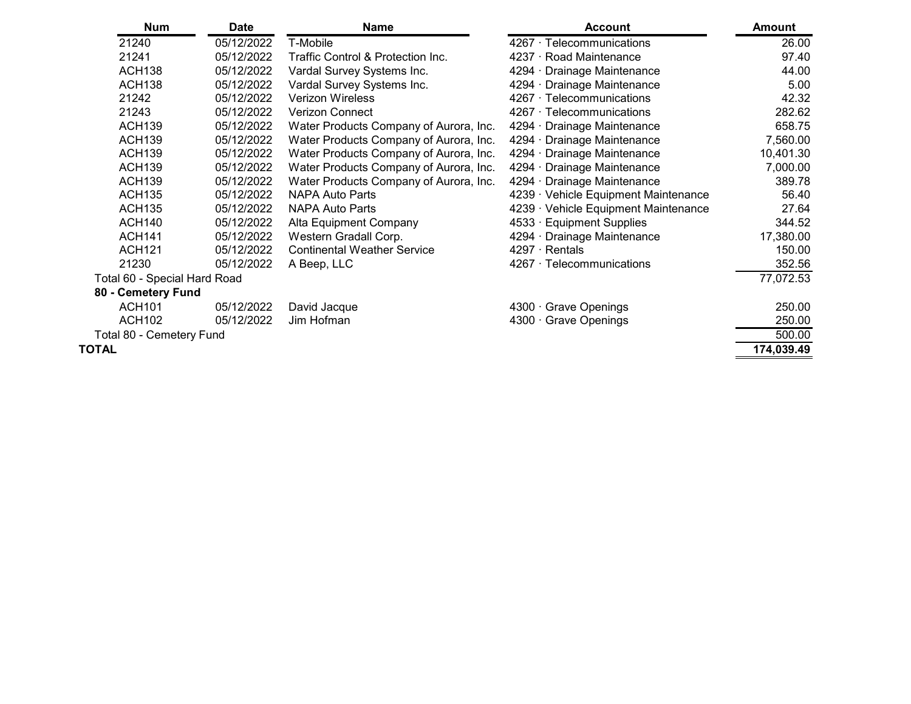| Num | Date | Name | Account | Amount |
|---|---|---|---|---|
| 21240 | 05/12/2022 | T-Mobile | 4267 · Telecommunications | 26.00 |
| 21241 | 05/12/2022 | Traffic Control & Protection Inc. | 4237 · Road Maintenance | 97.40 |
| ACH138 | 05/12/2022 | Vardal Survey Systems Inc. | 4294 · Drainage Maintenance | 44.00 |
| ACH138 | 05/12/2022 | Vardal Survey Systems Inc. | 4294 · Drainage Maintenance | 5.00 |
| 21242 | 05/12/2022 | Verizon Wireless | 4267 · Telecommunications | 42.32 |
| 21243 | 05/12/2022 | Verizon Connect | 4267 · Telecommunications | 282.62 |
| ACH139 | 05/12/2022 | Water Products Company of Aurora, Inc. | 4294 · Drainage Maintenance | 658.75 |
| ACH139 | 05/12/2022 | Water Products Company of Aurora, Inc. | 4294 · Drainage Maintenance | 7,560.00 |
| ACH139 | 05/12/2022 | Water Products Company of Aurora, Inc. | 4294 · Drainage Maintenance | 10,401.30 |
| ACH139 | 05/12/2022 | Water Products Company of Aurora, Inc. | 4294 · Drainage Maintenance | 7,000.00 |
| ACH139 | 05/12/2022 | Water Products Company of Aurora, Inc. | 4294 · Drainage Maintenance | 389.78 |
| ACH135 | 05/12/2022 | NAPA Auto Parts | 4239 · Vehicle Equipment Maintenance | 56.40 |
| ACH135 | 05/12/2022 | NAPA Auto Parts | 4239 · Vehicle Equipment Maintenance | 27.64 |
| ACH140 | 05/12/2022 | Alta Equipment Company | 4533 · Equipment Supplies | 344.52 |
| ACH141 | 05/12/2022 | Western Gradall Corp. | 4294 · Drainage Maintenance | 17,380.00 |
| ACH121 | 05/12/2022 | Continental Weather Service | 4297 · Rentals | 150.00 |
| 21230 | 05/12/2022 | A Beep, LLC | 4267 · Telecommunications | 352.56 |
| Total 60 - Special Hard Road | | | | 77,072.53 |
| **80 - Cemetery Fund** | | | | |
| ACH101 | 05/12/2022 | David Jacque | 4300 · Grave Openings | 250.00 |
| ACH102 | 05/12/2022 | Jim Hofman | 4300 · Grave Openings | 250.00 |
| Total 80 - Cemetery Fund | | | | 500.00 |
| **TOTAL** | | | | **174,039.49** |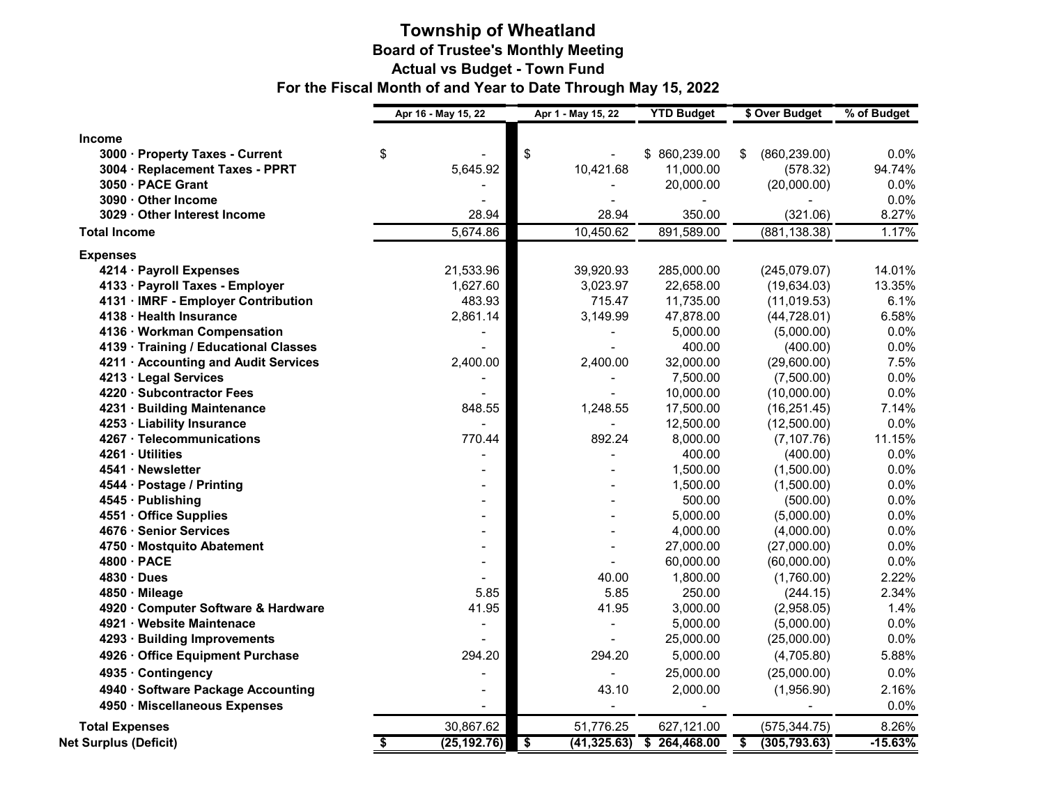# Township of Wheatland

## Board of Trustee's Monthly Meeting

### Actual vs Budget - Town Fund

### For the Fiscal Month of and Year to Date Through May 15, 2022

| | Apr 16 - May 15, 22 | Apr 1 - May 15, 22 | YTD Budget | $ Over Budget | % of Budget |
|---|---|---|---|---|---|
| **Income** | | | | | |
| **3000 · Property Taxes - Current** | $ - | $ - | $ 860,239.00 | $ (860,239.00) | 0.0% |
| **3004 · Replacement Taxes - PPRT** | 5,645.92 | 10,421.68 | 11,000.00 | (578.32) | 94.74% |
| **3050 · PACE Grant** | - | - | 20,000.00 | (20,000.00) | 0.0% |
| **3090 · Other Income** | - | - | - | - | 0.0% |
| **3029 · Other Interest Income** | 28.94 | 28.94 | 350.00 | (321.06) | 8.27% |
| **Total Income** | 5,674.86 | 10,450.62 | 891,589.00 | (881,138.38) | 1.17% |
| **Expenses** | | | | | |
| **4214 · Payroll Expenses** | 21,533.96 | 39,920.93 | 285,000.00 | (245,079.07) | 14.01% |
| **4133 · Payroll Taxes - Employer** | 1,627.60 | 3,023.97 | 22,658.00 | (19,634.03) | 13.35% |
| **4131 · IMRF - Employer Contribution** | 483.93 | 715.47 | 11,735.00 | (11,019.53) | 6.1% |
| **4138 · Health Insurance** | 2,861.14 | 3,149.99 | 47,878.00 | (44,728.01) | 6.58% |
| **4136 · Workman Compensation** | - | - | 5,000.00 | (5,000.00) | 0.0% |
| **4139 · Training / Educational Classes** | - | - | 400.00 | (400.00) | 0.0% |
| **4211 · Accounting and Audit Services** | 2,400.00 | 2,400.00 | 32,000.00 | (29,600.00) | 7.5% |
| **4213 · Legal Services** | - | - | 7,500.00 | (7,500.00) | 0.0% |
| **4220 · Subcontractor Fees** | - | - | 10,000.00 | (10,000.00) | 0.0% |
| **4231 · Building Maintenance** | 848.55 | 1,248.55 | 17,500.00 | (16,251.45) | 7.14% |
| **4253 · Liability Insurance** | - | - | 12,500.00 | (12,500.00) | 0.0% |
| **4267 · Telecommunications** | 770.44 | 892.24 | 8,000.00 | (7,107.76) | 11.15% |
| **4261 · Utilities** | - | - | 400.00 | (400.00) | 0.0% |
| **4541 · Newsletter** | - | - | 1,500.00 | (1,500.00) | 0.0% |
| **4544 · Postage / Printing** | - | - | 1,500.00 | (1,500.00) | 0.0% |
| **4545 · Publishing** | - | - | 500.00 | (500.00) | 0.0% |
| **4551 · Office Supplies** | - | - | 5,000.00 | (5,000.00) | 0.0% |
| **4676 · Senior Services** | - | - | 4,000.00 | (4,000.00) | 0.0% |
| **4750 · Mostquito Abatement** | - | - | 27,000.00 | (27,000.00) | 0.0% |
| **4800 · PACE** | - | - | 60,000.00 | (60,000.00) | 0.0% |
| **4830 · Dues** | - | 40.00 | 1,800.00 | (1,760.00) | 2.22% |
| **4850 · Mileage** | 5.85 | 5.85 | 250.00 | (244.15) | 2.34% |
| **4920 · Computer Software & Hardware** | 41.95 | 41.95 | 3,000.00 | (2,958.05) | 1.4% |
| **4921 · Website Maintenace** | - | - | 5,000.00 | (5,000.00) | 0.0% |
| **4293 · Building Improvements** | - | - | 25,000.00 | (25,000.00) | 0.0% |
| **4926 · Office Equipment Purchase** | 294.20 | 294.20 | 5,000.00 | (4,705.80) | 5.88% |
| **4935 · Contingency** | - | - | 25,000.00 | (25,000.00) | 0.0% |
| **4940 · Software Package Accounting** | - | 43.10 | 2,000.00 | (1,956.90) | 2.16% |
| **4950 · Miscellaneous Expenses** | - | - | - | - | 0.0% |
| **Total Expenses** | 30,867.62 | 51,776.25 | 627,121.00 | (575,344.75) | 8.26% |
| **Net Surplus (Deficit)** | **$ (25,192.76)** | **$ (41,325.63)** | **$ 264,468.00** | **$ (305,793.63)** | **-15.63%** |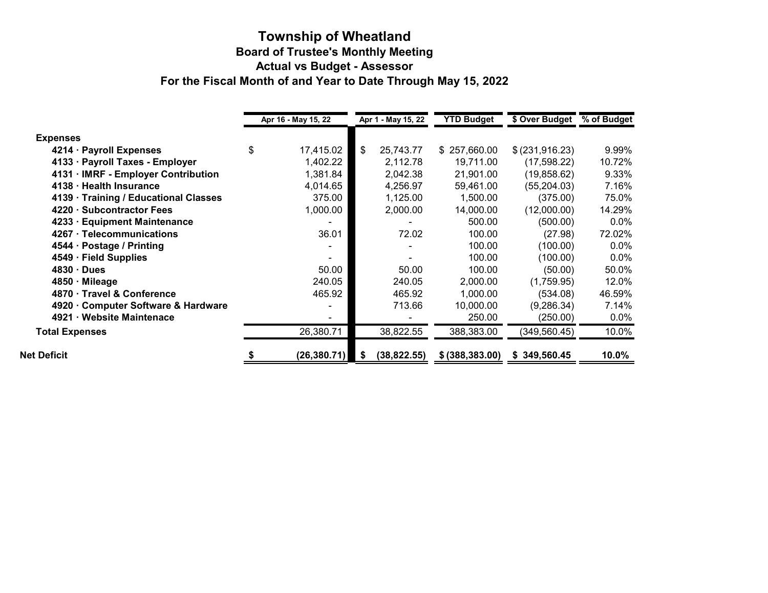# Township of Wheatland

## Board of Trustee's Monthly Meeting

## Actual vs Budget - Assessor

## For the Fiscal Month of and Year to Date Through May 15, 2022

| | Apr 16 - May 15, 22 | Apr 1 - May 15, 22 | YTD Budget | $ Over Budget | % of Budget |
|---|---|---|---|---|---|
| **Expenses** | | | | | |
| **4214 · Payroll Expenses** | $ 17,415.02 | $ 25,743.77 | $ 257,660.00 | $ (231,916.23) | 9.99% |
| **4133 · Payroll Taxes - Employer** | 1,402.22 | 2,112.78 | 19,711.00 | (17,598.22) | 10.72% |
| **4131 · IMRF - Employer Contribution** | 1,381.84 | 2,042.38 | 21,901.00 | (19,858.62) | 9.33% |
| **4138 · Health Insurance** | 4,014.65 | 4,256.97 | 59,461.00 | (55,204.03) | 7.16% |
| **4139 · Training / Educational Classes** | 375.00 | 1,125.00 | 1,500.00 | (375.00) | 75.0% |
| **4220 · Subcontractor Fees** | 1,000.00 | 2,000.00 | 14,000.00 | (12,000.00) | 14.29% |
| **4233 · Equipment Maintenance** | - | - | 500.00 | (500.00) | 0.0% |
| **4267 · Telecommunications** | 36.01 | 72.02 | 100.00 | (27.98) | 72.02% |
| **4544 · Postage / Printing** | - | - | 100.00 | (100.00) | 0.0% |
| **4549 · Field Supplies** | - | - | 100.00 | (100.00) | 0.0% |
| **4830 · Dues** | 50.00 | 50.00 | 100.00 | (50.00) | 50.0% |
| **4850 · Mileage** | 240.05 | 240.05 | 2,000.00 | (1,759.95) | 12.0% |
| **4870 · Travel & Conference** | 465.92 | 465.92 | 1,000.00 | (534.08) | 46.59% |
| **4920 · Computer Software & Hardware** | - | 713.66 | 10,000.00 | (9,286.34) | 7.14% |
| **4921 · Website Maintenace** | - | - | 250.00 | (250.00) | 0.0% |
| **Total Expenses** | 26,380.71 | 38,822.55 | 388,383.00 | (349,560.45) | 10.0% |
| **Net Deficit** | **$ (26,380.71)** | **$ (38,822.55)** | **$ (388,383.00)** | **$ 349,560.45** | **10.0%** |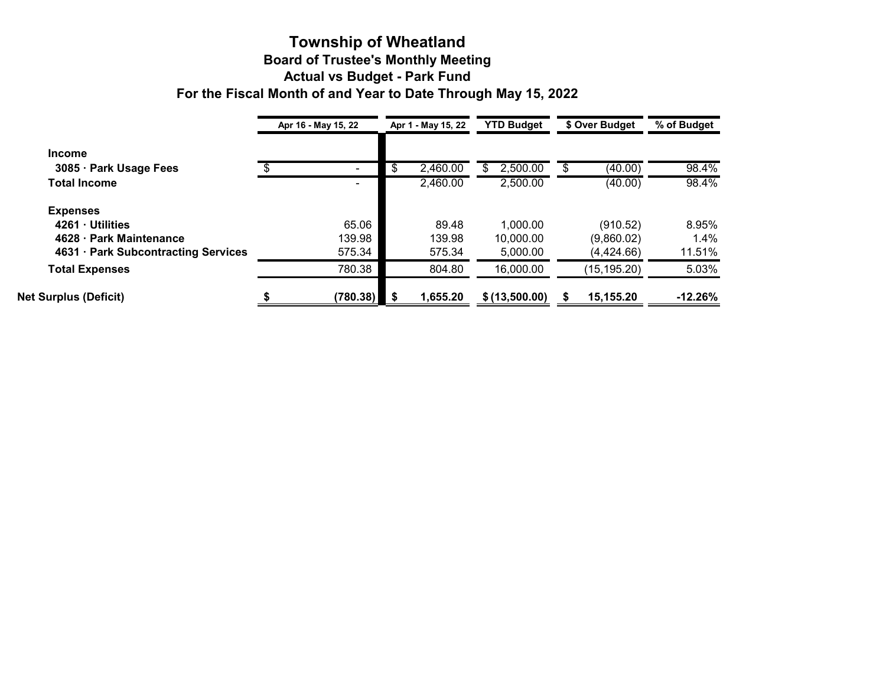# Township of Wheatland

## Board of Trustee's Monthly Meeting

## Actual vs Budget - Park Fund

## For the Fiscal Month of and Year to Date Through May 15, 2022

| | Apr 16 - May 15, 22 | Apr 1 - May 15, 22 | YTD Budget | $ Over Budget | % of Budget |
|---|---|---|---|---|---|
| **Income** | | | | | |
| **3085 · Park Usage Fees** | $ - | $ 2,460.00 | $ 2,500.00 | $ (40.00) | 98.4% |
| **Total Income** | - | 2,460.00 | 2,500.00 | (40.00) | 98.4% |
| **Expenses** | | | | | |
| **4261 · Utilities** | 65.06 | 89.48 | 1,000.00 | (910.52) | 8.95% |
| **4628 · Park Maintenance** | 139.98 | 139.98 | 10,000.00 | (9,860.02) | 1.4% |
| **4631 · Park Subcontracting Services** | 575.34 | 575.34 | 5,000.00 | (4,424.66) | 11.51% |
| **Total Expenses** | 780.38 | 804.80 | 16,000.00 | (15,195.20) | 5.03% |
| **Net Surplus (Deficit)** | **$ (780.38)** | **$ 1,655.20** | **$ (13,500.00)** | **$ 15,155.20** | **-12.26%** |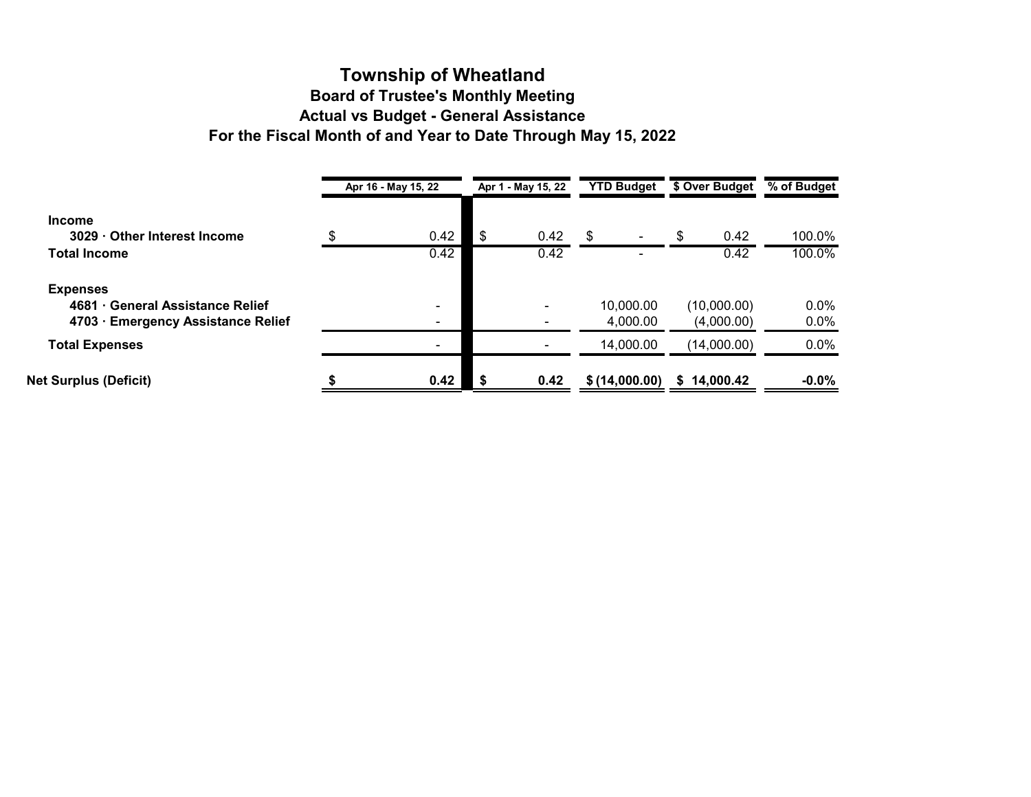# Township of Wheatland

## Board of Trustee's Monthly Meeting

## Actual vs Budget - General Assistance

## For the Fiscal Month of and Year to Date Through May 15, 2022

| | Apr 16 - May 15, 22 | Apr 1 - May 15, 22 | YTD Budget | $ Over Budget | % of Budget |
|---|---|---|---|---|---|
| **Income** | | | | | |
| **3029 · Other Interest Income** | $ 0.42 | $ 0.42 | $ - | $ 0.42 | 100.0% |
| **Total Income** | 0.42 | 0.42 | - | 0.42 | 100.0% |
| **Expenses** | | | | | |
| **4681 · General Assistance Relief** | - | - | 10,000.00 | (10,000.00) | 0.0% |
| **4703 · Emergency Assistance Relief** | - | - | 4,000.00 | (4,000.00) | 0.0% |
| **Total Expenses** | - | - | 14,000.00 | (14,000.00) | 0.0% |
| **Net Surplus (Deficit)** | **$ 0.42** | **$ 0.42** | **$ (14,000.00)** | **$ 14,000.42** | **-0.0%** |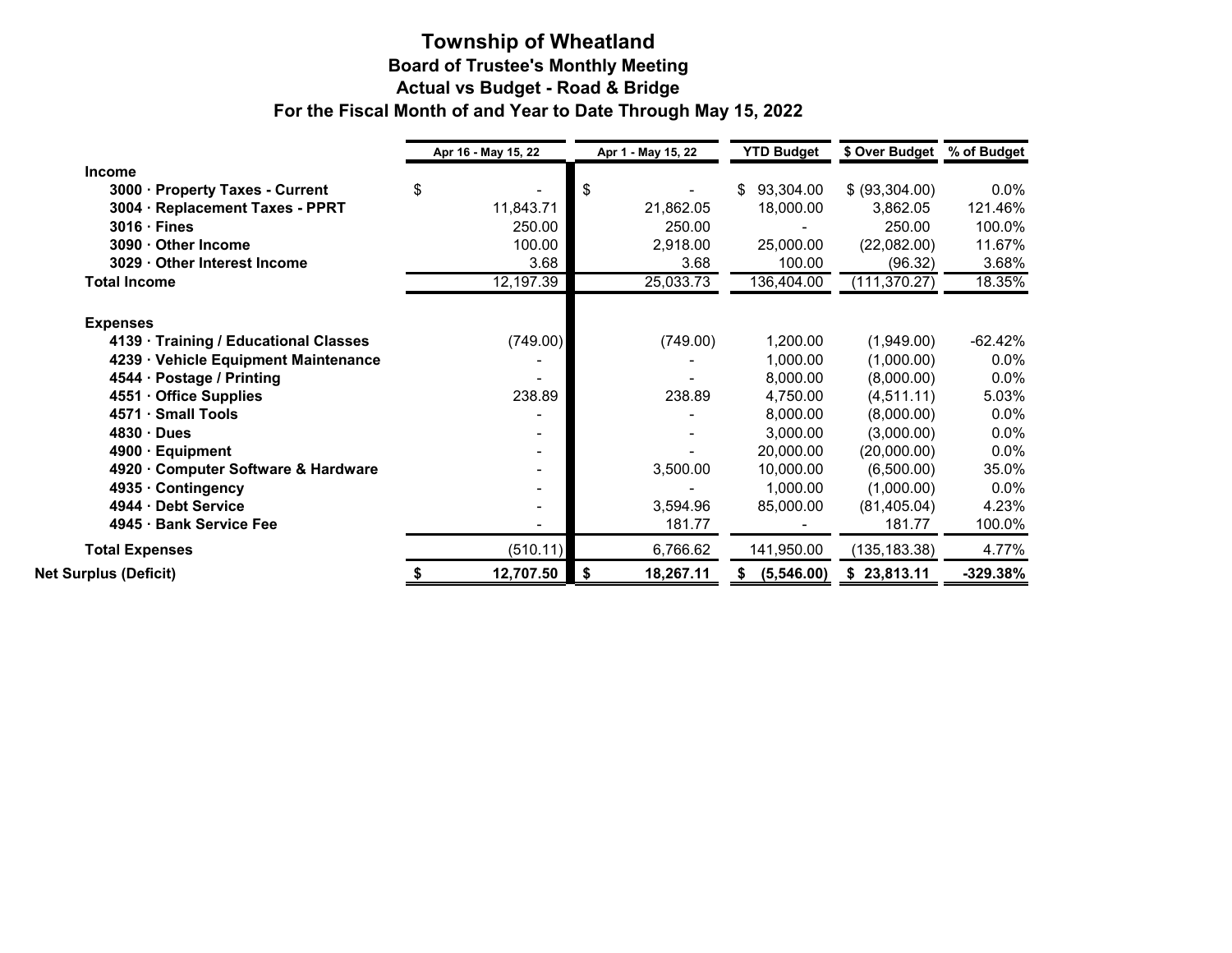# Township of Wheatland

## Board of Trustee's Monthly Meeting

## Actual vs Budget - Road & Bridge

## For the Fiscal Month of and Year to Date Through May 15, 2022

| | Apr 16 - May 15, 22 | Apr 1 - May 15, 22 | YTD Budget | $ Over Budget | % of Budget |
|---|---|---|---|---|---|
| **Income** | | | | | |
| **3000 · Property Taxes - Current** | $ - | $ - | $ 93,304.00 | $ (93,304.00) | 0.0% |
| **3004 · Replacement Taxes - PPRT** | 11,843.71 | 21,862.05 | 18,000.00 | 3,862.05 | 121.46% |
| **3016 · Fines** | 250.00 | 250.00 | - | 250.00 | 100.0% |
| **3090 · Other Income** | 100.00 | 2,918.00 | 25,000.00 | (22,082.00) | 11.67% |
| **3029 · Other Interest Income** | 3.68 | 3.68 | 100.00 | (96.32) | 3.68% |
| **Total Income** | 12,197.39 | 25,033.73 | 136,404.00 | (111,370.27) | 18.35% |
| **Expenses** | | | | | |
| **4139 · Training / Educational Classes** | (749.00) | (749.00) | 1,200.00 | (1,949.00) | -62.42% |
| **4239 · Vehicle Equipment Maintenance** | - | - | 1,000.00 | (1,000.00) | 0.0% |
| **4544 · Postage / Printing** | - | - | 8,000.00 | (8,000.00) | 0.0% |
| **4551 · Office Supplies** | 238.89 | 238.89 | 4,750.00 | (4,511.11) | 5.03% |
| **4571 · Small Tools** | - | - | 8,000.00 | (8,000.00) | 0.0% |
| **4830 · Dues** | - | - | 3,000.00 | (3,000.00) | 0.0% |
| **4900 · Equipment** | - | - | 20,000.00 | (20,000.00) | 0.0% |
| **4920 · Computer Software & Hardware** | - | 3,500.00 | 10,000.00 | (6,500.00) | 35.0% |
| **4935 · Contingency** | - | - | 1,000.00 | (1,000.00) | 0.0% |
| **4944 · Debt Service** | - | 3,594.96 | 85,000.00 | (81,405.04) | 4.23% |
| **4945 · Bank Service Fee** | - | 181.77 | - | 181.77 | 100.0% |
| **Total Expenses** | (510.11) | 6,766.62 | 141,950.00 | (135,183.38) | 4.77% |
| **Net Surplus (Deficit)** | **$ 12,707.50** | **$ 18,267.11** | **$ (5,546.00)** | **$ 23,813.11** | **-329.38%** |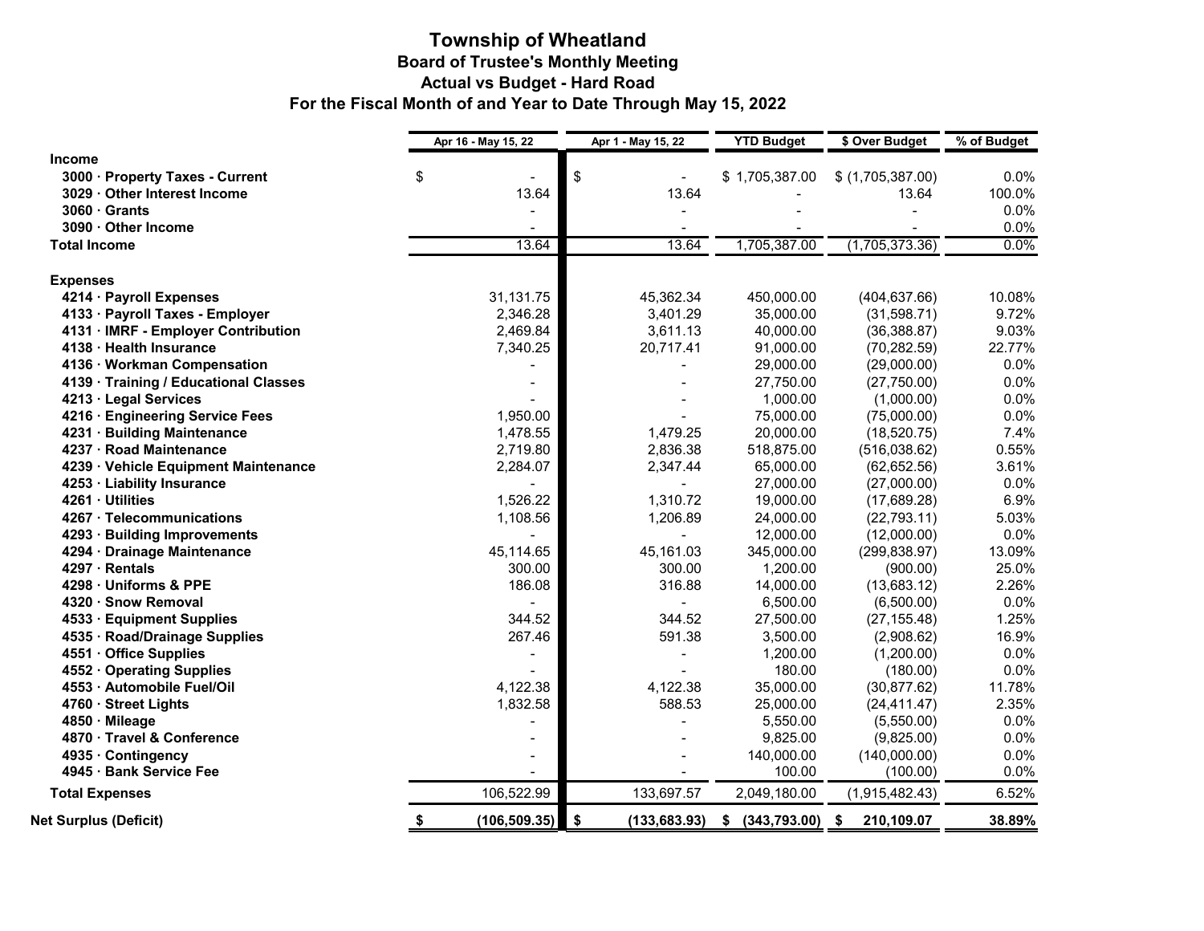# Township of Wheatland

## Board of Trustee's Monthly Meeting

## Actual vs Budget - Hard Road

## For the Fiscal Month of and Year to Date Through May 15, 2022

| | Apr 16 - May 15, 22 | Apr 1 - May 15, 22 | YTD Budget | $ Over Budget | % of Budget |
|---|---|---|---|---|---|
| **Income** | | | | | |
| **3000 · Property Taxes - Current** | $ - | $ - | $ 1,705,387.00 | $ (1,705,387.00) | 0.0% |
| **3029 · Other Interest Income** | 13.64 | 13.64 | - | 13.64 | 100.0% |
| **3060 · Grants** | - | - | - | - | 0.0% |
| **3090 · Other Income** | - | - | - | - | 0.0% |
| **Total Income** | 13.64 | 13.64 | 1,705,387.00 | (1,705,373.36) | 0.0% |
| **Expenses** | | | | | |
| **4214 · Payroll Expenses** | 31,131.75 | 45,362.34 | 450,000.00 | (404,637.66) | 10.08% |
| **4133 · Payroll Taxes - Employer** | 2,346.28 | 3,401.29 | 35,000.00 | (31,598.71) | 9.72% |
| **4131 · IMRF - Employer Contribution** | 2,469.84 | 3,611.13 | 40,000.00 | (36,388.87) | 9.03% |
| **4138 · Health Insurance** | 7,340.25 | 20,717.41 | 91,000.00 | (70,282.59) | 22.77% |
| **4136 · Workman Compensation** | - | - | 29,000.00 | (29,000.00) | 0.0% |
| **4139 · Training / Educational Classes** | - | - | 27,750.00 | (27,750.00) | 0.0% |
| **4213 · Legal Services** | - | - | 1,000.00 | (1,000.00) | 0.0% |
| **4216 · Engineering Service Fees** | 1,950.00 | - | 75,000.00 | (75,000.00) | 0.0% |
| **4231 · Building Maintenance** | 1,478.55 | 1,479.25 | 20,000.00 | (18,520.75) | 7.4% |
| **4237 · Road Maintenance** | 2,719.80 | 2,836.38 | 518,875.00 | (516,038.62) | 0.55% |
| **4239 · Vehicle Equipment Maintenance** | 2,284.07 | 2,347.44 | 65,000.00 | (62,652.56) | 3.61% |
| **4253 · Liability Insurance** | - | - | 27,000.00 | (27,000.00) | 0.0% |
| **4261 · Utilities** | 1,526.22 | 1,310.72 | 19,000.00 | (17,689.28) | 6.9% |
| **4267 · Telecommunications** | 1,108.56 | 1,206.89 | 24,000.00 | (22,793.11) | 5.03% |
| **4293 · Building Improvements** | - | - | 12,000.00 | (12,000.00) | 0.0% |
| **4294 · Drainage Maintenance** | 45,114.65 | 45,161.03 | 345,000.00 | (299,838.97) | 13.09% |
| **4297 · Rentals** | 300.00 | 300.00 | 1,200.00 | (900.00) | 25.0% |
| **4298 · Uniforms & PPE** | 186.08 | 316.88 | 14,000.00 | (13,683.12) | 2.26% |
| **4320 · Snow Removal** | - | - | 6,500.00 | (6,500.00) | 0.0% |
| **4533 · Equipment Supplies** | 344.52 | 344.52 | 27,500.00 | (27,155.48) | 1.25% |
| **4535 · Road/Drainage Supplies** | 267.46 | 591.38 | 3,500.00 | (2,908.62) | 16.9% |
| **4551 · Office Supplies** | - | - | 1,200.00 | (1,200.00) | 0.0% |
| **4552 · Operating Supplies** | - | - | 180.00 | (180.00) | 0.0% |
| **4553 · Automobile Fuel/Oil** | 4,122.38 | 4,122.38 | 35,000.00 | (30,877.62) | 11.78% |
| **4760 · Street Lights** | 1,832.58 | 588.53 | 25,000.00 | (24,411.47) | 2.35% |
| **4850 · Mileage** | - | - | 5,550.00 | (5,550.00) | 0.0% |
| **4870 · Travel & Conference** | - | - | 9,825.00 | (9,825.00) | 0.0% |
| **4935 · Contingency** | - | - | 140,000.00 | (140,000.00) | 0.0% |
| **4945 · Bank Service Fee** | - | - | 100.00 | (100.00) | 0.0% |
| **Total Expenses** | 106,522.99 | 133,697.57 | 2,049,180.00 | (1,915,482.43) | 6.52% |
| **Net Surplus (Deficit)** | **$ (106,509.35)** | **$ (133,683.93)** | **$ (343,793.00)** | **$ 210,109.07** | **38.89%** |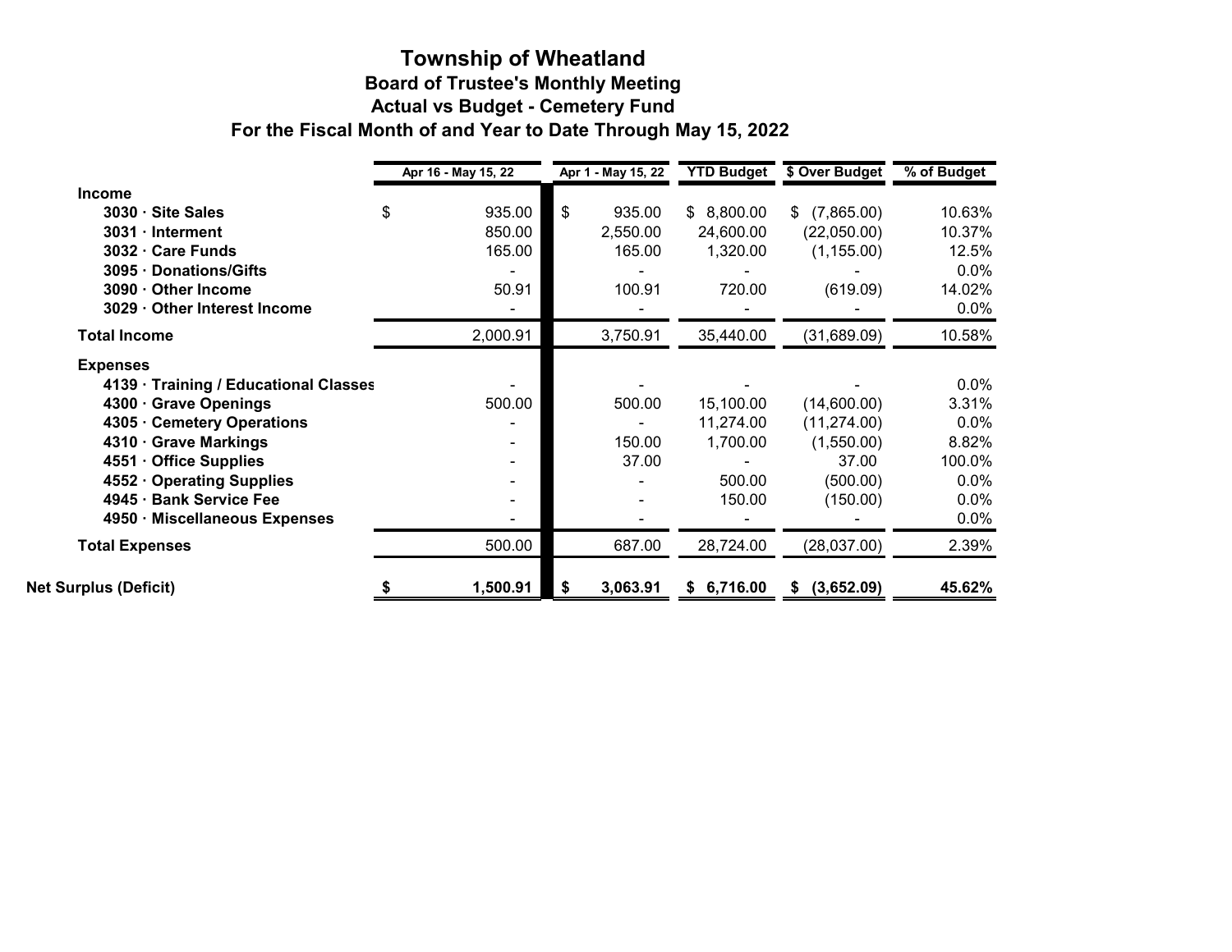# Township of Wheatland

## Board of Trustee's Monthly Meeting

## Actual vs Budget - Cemetery Fund

## For the Fiscal Month of and Year to Date Through May 15, 2022

| | Apr 16 - May 15, 22 | Apr 1 - May 15, 22 | YTD Budget | $ Over Budget | % of Budget |
|---|---|---|---|---|---|
| **Income** | | | | | |
| **3030 · Site Sales** | $ 935.00 | $ 935.00 | $ 8,800.00 | $ (7,865.00) | 10.63% |
| **3031 · Interment** | 850.00 | 2,550.00 | 24,600.00 | (22,050.00) | 10.37% |
| **3032 · Care Funds** | 165.00 | 165.00 | 1,320.00 | (1,155.00) | 12.5% |
| **3095 · Donations/Gifts** | - | - | - | - | 0.0% |
| **3090 · Other Income** | 50.91 | 100.91 | 720.00 | (619.09) | 14.02% |
| **3029 · Other Interest Income** | - | - | - | - | 0.0% |
| **Total Income** | 2,000.91 | 3,750.91 | 35,440.00 | (31,689.09) | 10.58% |
| **Expenses** | | | | | |
| **4139 · Training / Educational Classes** | - | - | - | - | 0.0% |
| **4300 · Grave Openings** | 500.00 | 500.00 | 15,100.00 | (14,600.00) | 3.31% |
| **4305 · Cemetery Operations** | - | - | 11,274.00 | (11,274.00) | 0.0% |
| **4310 · Grave Markings** | - | 150.00 | 1,700.00 | (1,550.00) | 8.82% |
| **4551 · Office Supplies** | - | 37.00 | - | 37.00 | 100.0% |
| **4552 · Operating Supplies** | - | - | 500.00 | (500.00) | 0.0% |
| **4945 · Bank Service Fee** | - | - | 150.00 | (150.00) | 0.0% |
| **4950 · Miscellaneous Expenses** | - | - | - | - | 0.0% |
| **Total Expenses** | 500.00 | 687.00 | 28,724.00 | (28,037.00) | 2.39% |
| **Net Surplus (Deficit)** | **$ 1,500.91** | **$ 3,063.91** | **$ 6,716.00** | **$ (3,652.09)** | **45.62%** |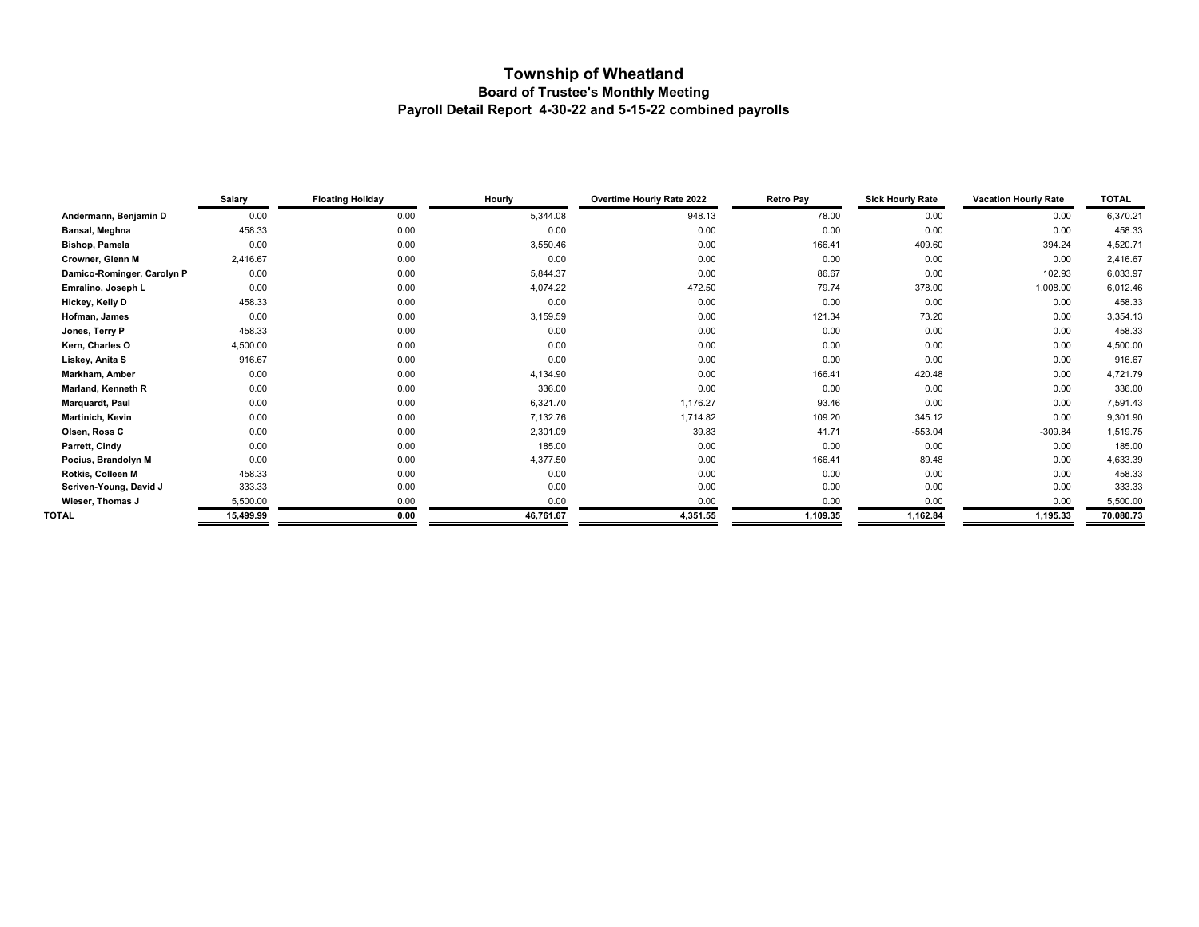# Township of Wheatland

## Board of Trustee's Monthly Meeting

## Payroll Detail Report 4-30-22 and 5-15-22 combined payrolls

| | Salary | Floating Holiday | Hourly | Overtime Hourly Rate 2022 | Retro Pay | Sick Hourly Rate | Vacation Hourly Rate | TOTAL |
|---|---|---|---|---|---|---|---|---|
| **Andermann, Benjamin D** | 0.00 | 0.00 | 5,344.08 | 948.13 | 78.00 | 0.00 | 0.00 | 6,370.21 |
| **Bansal, Meghna** | 458.33 | 0.00 | 0.00 | 0.00 | 0.00 | 0.00 | 0.00 | 458.33 |
| **Bishop, Pamela** | 0.00 | 0.00 | 3,550.46 | 0.00 | 166.41 | 409.60 | 394.24 | 4,520.71 |
| **Crowner, Glenn M** | 2,416.67 | 0.00 | 0.00 | 0.00 | 0.00 | 0.00 | 0.00 | 2,416.67 |
| **Damico-Rominger, Carolyn P** | 0.00 | 0.00 | 5,844.37 | 0.00 | 86.67 | 0.00 | 102.93 | 6,033.97 |
| **Emralino, Joseph L** | 0.00 | 0.00 | 4,074.22 | 472.50 | 79.74 | 378.00 | 1,008.00 | 6,012.46 |
| **Hickey, Kelly D** | 458.33 | 0.00 | 0.00 | 0.00 | 0.00 | 0.00 | 0.00 | 458.33 |
| **Hofman, James** | 0.00 | 0.00 | 3,159.59 | 0.00 | 121.34 | 73.20 | 0.00 | 3,354.13 |
| **Jones, Terry P** | 458.33 | 0.00 | 0.00 | 0.00 | 0.00 | 0.00 | 0.00 | 458.33 |
| **Kern, Charles O** | 4,500.00 | 0.00 | 0.00 | 0.00 | 0.00 | 0.00 | 0.00 | 4,500.00 |
| **Liskey, Anita S** | 916.67 | 0.00 | 0.00 | 0.00 | 0.00 | 0.00 | 0.00 | 916.67 |
| **Markham, Amber** | 0.00 | 0.00 | 4,134.90 | 0.00 | 166.41 | 420.48 | 0.00 | 4,721.79 |
| **Marland, Kenneth R** | 0.00 | 0.00 | 336.00 | 0.00 | 0.00 | 0.00 | 0.00 | 336.00 |
| **Marquardt, Paul** | 0.00 | 0.00 | 6,321.70 | 1,176.27 | 93.46 | 0.00 | 0.00 | 7,591.43 |
| **Martinich, Kevin** | 0.00 | 0.00 | 7,132.76 | 1,714.82 | 109.20 | 345.12 | 0.00 | 9,301.90 |
| **Olsen, Ross C** | 0.00 | 0.00 | 2,301.09 | 39.83 | 41.71 | -553.04 | -309.84 | 1,519.75 |
| **Parrett, Cindy** | 0.00 | 0.00 | 185.00 | 0.00 | 0.00 | 0.00 | 0.00 | 185.00 |
| **Pocius, Brandolyn M** | 0.00 | 0.00 | 4,377.50 | 0.00 | 166.41 | 89.48 | 0.00 | 4,633.39 |
| **Rotkis, Colleen M** | 458.33 | 0.00 | 0.00 | 0.00 | 0.00 | 0.00 | 0.00 | 458.33 |
| **Scriven-Young, David J** | 333.33 | 0.00 | 0.00 | 0.00 | 0.00 | 0.00 | 0.00 | 333.33 |
| **Wieser, Thomas J** | 5,500.00 | 0.00 | 0.00 | 0.00 | 0.00 | 0.00 | 0.00 | 5,500.00 |
| **TOTAL** | **15,499.99** | **0.00** | **46,761.67** | **4,351.55** | **1,109.35** | **1,162.84** | **1,195.33** | **70,080.73** |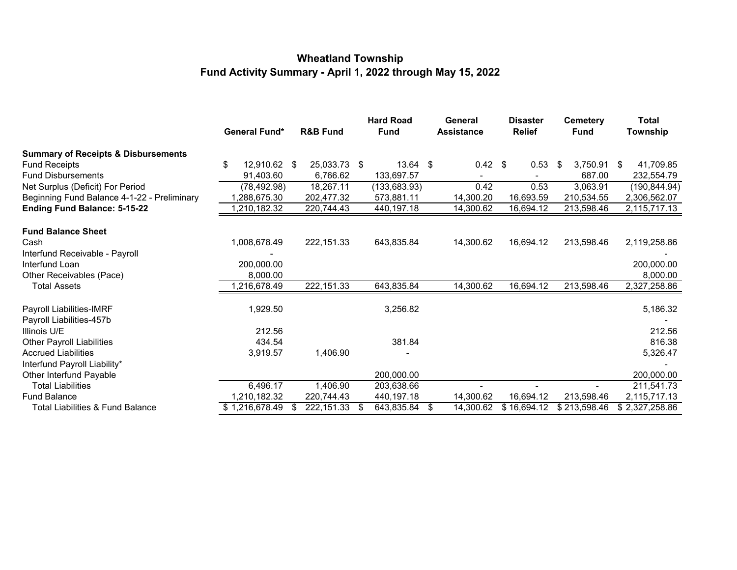## Wheatland Township
## Fund Activity Summary - April 1, 2022 through May 15, 2022

| | General Fund* | R&B Fund | Hard Road Fund | General Assistance | Disaster Relief | Cemetery Fund | Total Township |
|---|---|---|---|---|---|---|---|
| **Summary of Receipts & Disbursements** | | | | | | | |
| Fund Receipts | $ 12,910.62 | $ 25,033.73 | $ 13.64 | $ 0.42 | $ 0.53 | $ 3,750.91 | $ 41,709.85 |
| Fund Disbursements | 91,403.60 | 6,766.62 | 133,697.57 | - | - | 687.00 | 232,554.79 |
| Net Surplus (Deficit) For Period | (78,492.98) | 18,267.11 | (133,683.93) | 0.42 | 0.53 | 3,063.91 | (190,844.94) |
| Beginning Fund Balance 4-1-22 - Preliminary | 1,288,675.30 | 202,477.32 | 573,881.11 | 14,300.20 | 16,693.59 | 210,534.55 | 2,306,562.07 |
| **Ending Fund Balance: 5-15-22** | 1,210,182.32 | 220,744.43 | 440,197.18 | 14,300.62 | 16,694.12 | 213,598.46 | 2,115,717.13 |
| | | | | | | | |
| **Fund Balance Sheet** | | | | | | | |
| Cash | 1,008,678.49 | 222,151.33 | 643,835.84 | 14,300.62 | 16,694.12 | 213,598.46 | 2,119,258.86 |
| Interfund Receivable - Payroll | - | | | | | | - |
| Interfund Loan | 200,000.00 | | | | | | 200,000.00 |
| Other Receivables (Pace) | 8,000.00 | | | | | | 8,000.00 |
| Total Assets | 1,216,678.49 | 222,151.33 | 643,835.84 | 14,300.62 | 16,694.12 | 213,598.46 | 2,327,258.86 |
| | | | | | | | |
| Payroll Liabilities-IMRF | 1,929.50 | | 3,256.82 | | | | 5,186.32 |
| Payroll Liabilities-457b | | | | | | | - |
| Illinois U/E | 212.56 | | | | | | 212.56 |
| Other Payroll Liabilities | 434.54 | | 381.84 | | | | 816.38 |
| Accrued Liabilities | 3,919.57 | 1,406.90 | - | | | | 5,326.47 |
| Interfund Payroll Liability* | | | | | | | - |
| Other Interfund Payable | | | 200,000.00 | | | | 200,000.00 |
| Total Liabilities | 6,496.17 | 1,406.90 | 203,638.66 | - | - | - | 211,541.73 |
| Fund Balance | 1,210,182.32 | 220,744.43 | 440,197.18 | 14,300.62 | 16,694.12 | 213,598.46 | 2,115,717.13 |
| Total Liabilities & Fund Balance | $ 1,216,678.49 | $ 222,151.33 | $ 643,835.84 | $ 14,300.62 | $ 16,694.12 | $ 213,598.46 | $ 2,327,258.86 |